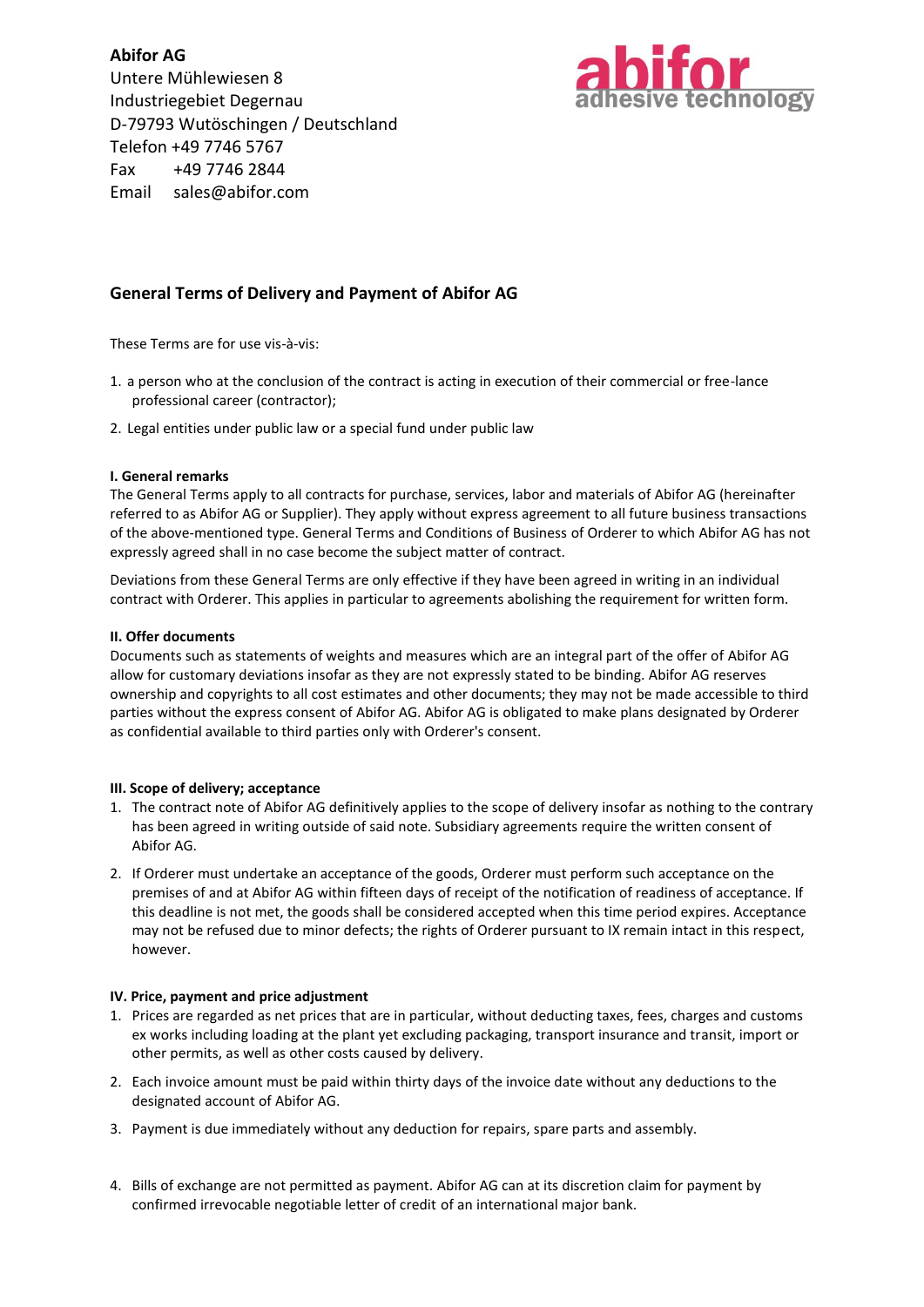**Abifor AG**
Untere Mühlewiesen 8
Industriegebiet Degernau
D-79793 Wutöschingen / Deutschland
Telefon +49 7746 5767
Fax +49 7746 2844
Email sales@abifor.com

abifor adhesive technology

## General Terms of Delivery and Payment of Abifor AG

These Terms are for use vis-à-vis:

1. a person who at the conclusion of the contract is acting in execution of their commercial or free-lance professional career (contractor);
2. Legal entities under public law or a special fund under public law

### I. General remarks

The General Terms apply to all contracts for purchase, services, labor and materials of Abifor AG (hereinafter referred to as Abifor AG or Supplier). They apply without express agreement to all future business transactions of the above-mentioned type. General Terms and Conditions of Business of Orderer to which Abifor AG has not expressly agreed shall in no case become the subject matter of contract.

Deviations from these General Terms are only effective if they have been agreed in writing in an individual contract with Orderer. This applies in particular to agreements abolishing the requirement for written form.

### II. Offer documents

Documents such as statements of weights and measures which are an integral part of the offer of Abifor AG allow for customary deviations insofar as they are not expressly stated to be binding. Abifor AG reserves ownership and copyrights to all cost estimates and other documents; they may not be made accessible to third parties without the express consent of Abifor AG. Abifor AG is obligated to make plans designated by Orderer as confidential available to third parties only with Orderer's consent.

### III. Scope of delivery; acceptance

1. The contract note of Abifor AG definitively applies to the scope of delivery insofar as nothing to the contrary has been agreed in writing outside of said note. Subsidiary agreements require the written consent of Abifor AG.
2. If Orderer must undertake an acceptance of the goods, Orderer must perform such acceptance on the premises of and at Abifor AG within fifteen days of receipt of the notification of readiness of acceptance. If this deadline is not met, the goods shall be considered accepted when this time period expires. Acceptance may not be refused due to minor defects; the rights of Orderer pursuant to IX remain intact in this respect, however.

### IV. Price, payment and price adjustment

1. Prices are regarded as net prices that are in particular, without deducting taxes, fees, charges and customs ex works including loading at the plant yet excluding packaging, transport insurance and transit, import or other permits, as well as other costs caused by delivery.
2. Each invoice amount must be paid within thirty days of the invoice date without any deductions to the designated account of Abifor AG.
3. Payment is due immediately without any deduction for repairs, spare parts and assembly.
4. Bills of exchange are not permitted as payment. Abifor AG can at its discretion claim for payment by confirmed irrevocable negotiable letter of credit of an international major bank.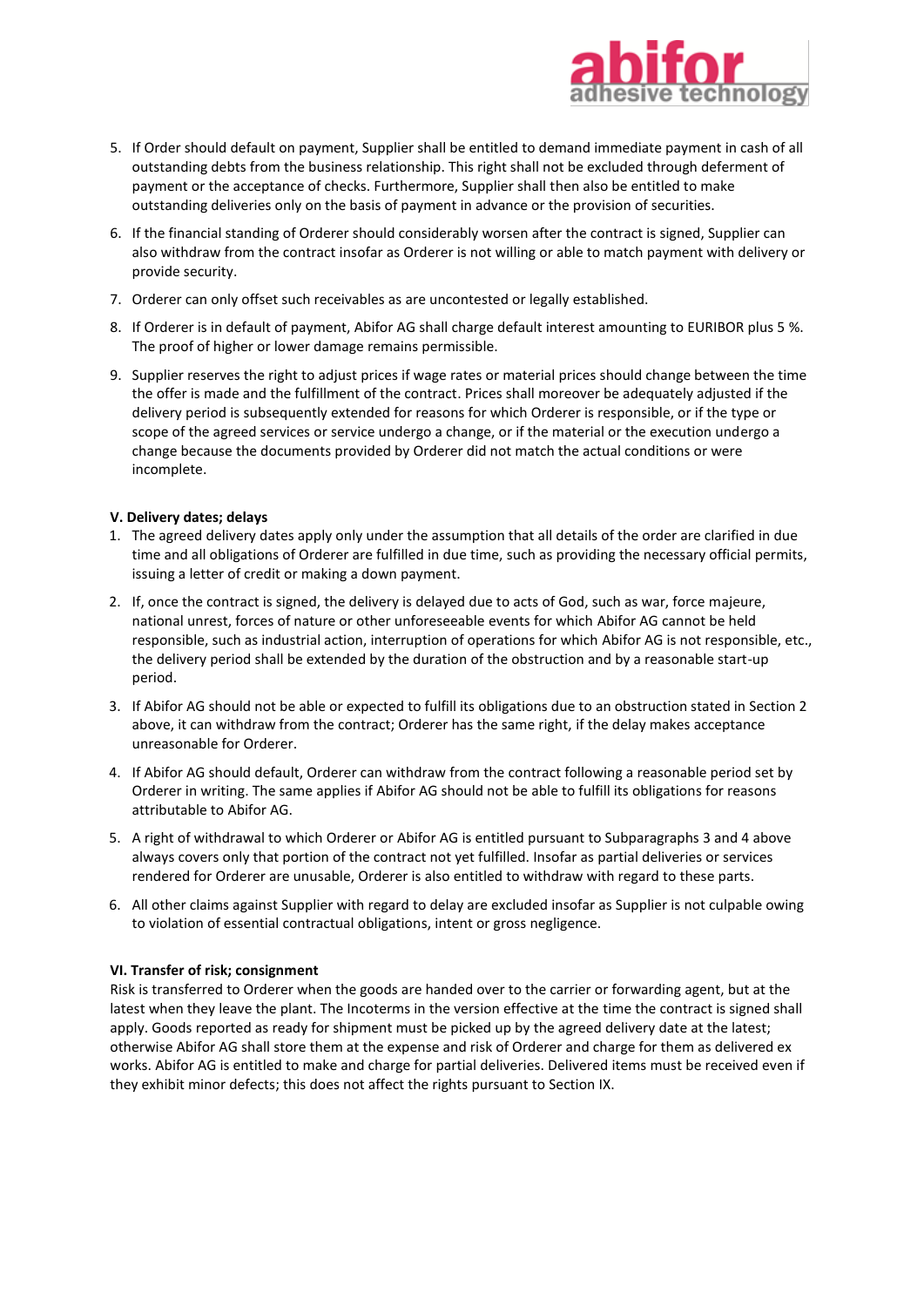5. If Order should default on payment, Supplier shall be entitled to demand immediate payment in cash of all outstanding debts from the business relationship. This right shall not be excluded through deferment of payment or the acceptance of checks. Furthermore, Supplier shall then also be entitled to make outstanding deliveries only on the basis of payment in advance or the provision of securities.
6. If the financial standing of Orderer should considerably worsen after the contract is signed, Supplier can also withdraw from the contract insofar as Orderer is not willing or able to match payment with delivery or provide security.
7. Orderer can only offset such receivables as are uncontested or legally established.
8. If Orderer is in default of payment, Abifor AG shall charge default interest amounting to EURIBOR plus 5 %. The proof of higher or lower damage remains permissible.
9. Supplier reserves the right to adjust prices if wage rates or material prices should change between the time the offer is made and the fulfillment of the contract. Prices shall moreover be adequately adjusted if the delivery period is subsequently extended for reasons for which Orderer is responsible, or if the type or scope of the agreed services or service undergo a change, or if the material or the execution undergo a change because the documents provided by Orderer did not match the actual conditions or were incomplete.

**V. Delivery dates; delays**

1. The agreed delivery dates apply only under the assumption that all details of the order are clarified in due time and all obligations of Orderer are fulfilled in due time, such as providing the necessary official permits, issuing a letter of credit or making a down payment.
2. If, once the contract is signed, the delivery is delayed due to acts of God, such as war, force majeure, national unrest, forces of nature or other unforeseeable events for which Abifor AG cannot be held responsible, such as industrial action, interruption of operations for which Abifor AG is not responsible, etc., the delivery period shall be extended by the duration of the obstruction and by a reasonable start-up period.
3. If Abifor AG should not be able or expected to fulfill its obligations due to an obstruction stated in Section 2 above, it can withdraw from the contract; Orderer has the same right, if the delay makes acceptance unreasonable for Orderer.
4. If Abifor AG should default, Orderer can withdraw from the contract following a reasonable period set by Orderer in writing. The same applies if Abifor AG should not be able to fulfill its obligations for reasons attributable to Abifor AG.
5. A right of withdrawal to which Orderer or Abifor AG is entitled pursuant to Subparagraphs 3 and 4 above always covers only that portion of the contract not yet fulfilled. Insofar as partial deliveries or services rendered for Orderer are unusable, Orderer is also entitled to withdraw with regard to these parts.
6. All other claims against Supplier with regard to delay are excluded insofar as Supplier is not culpable owing to violation of essential contractual obligations, intent or gross negligence.

**VI. Transfer of risk; consignment**

Risk is transferred to Orderer when the goods are handed over to the carrier or forwarding agent, but at the latest when they leave the plant. The Incoterms in the version effective at the time the contract is signed shall apply. Goods reported as ready for shipment must be picked up by the agreed delivery date at the latest; otherwise Abifor AG shall store them at the expense and risk of Orderer and charge for them as delivered ex works. Abifor AG is entitled to make and charge for partial deliveries. Delivered items must be received even if they exhibit minor defects; this does not affect the rights pursuant to Section IX.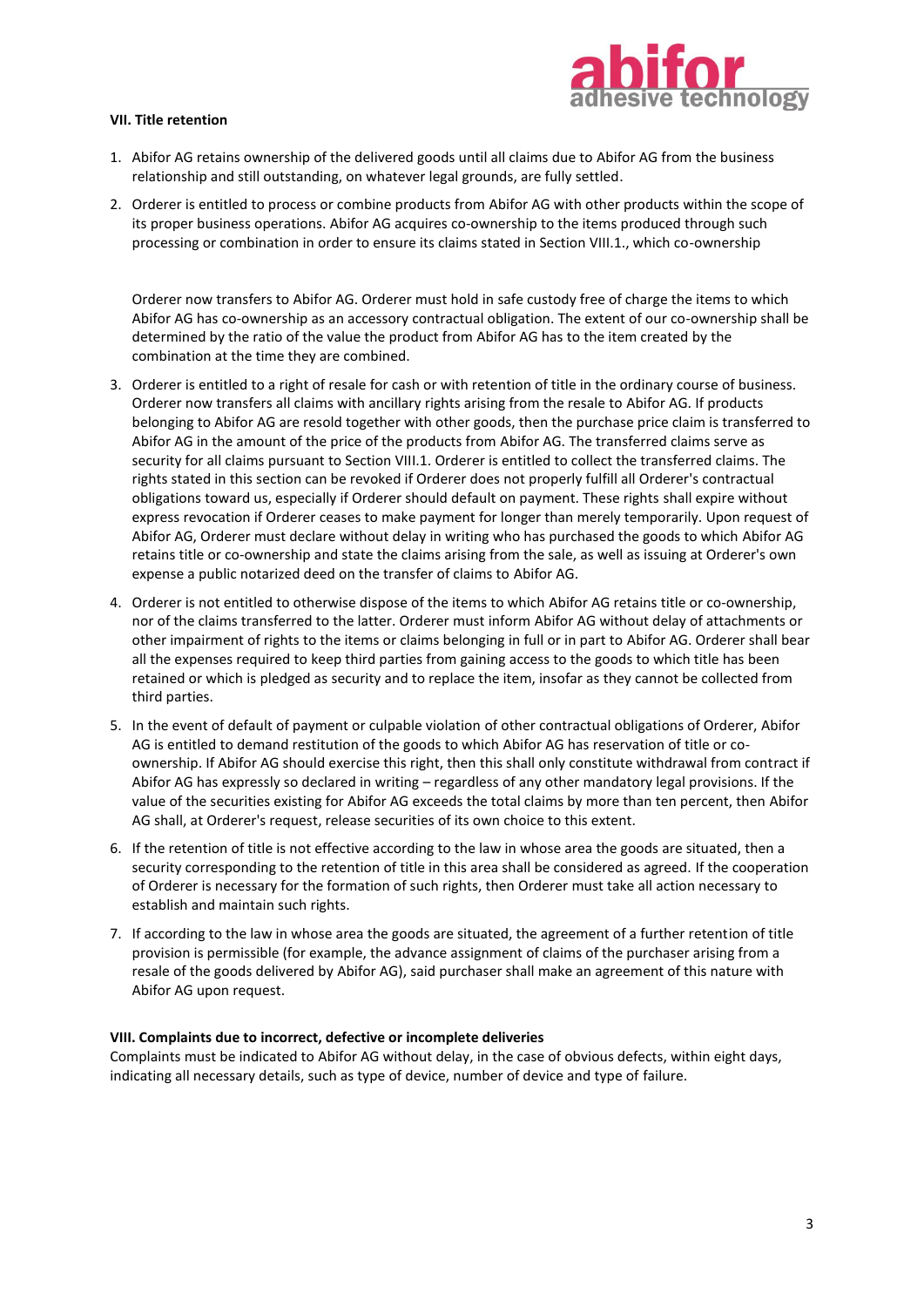### VII. Title retention

1. Abifor AG retains ownership of the delivered goods until all claims due to Abifor AG from the business relationship and still outstanding, on whatever legal grounds, are fully settled.
2. Orderer is entitled to process or combine products from Abifor AG with other products within the scope of its proper business operations. Abifor AG acquires co-ownership to the items produced through such processing or combination in order to ensure its claims stated in Section VIII.1., which co-ownership

   Orderer now transfers to Abifor AG. Orderer must hold in safe custody free of charge the items to which Abifor AG has co-ownership as an accessory contractual obligation. The extent of our co-ownership shall be determined by the ratio of the value the product from Abifor AG has to the item created by the combination at the time they are combined.
3. Orderer is entitled to a right of resale for cash or with retention of title in the ordinary course of business. Orderer now transfers all claims with ancillary rights arising from the resale to Abifor AG. If products belonging to Abifor AG are resold together with other goods, then the purchase price claim is transferred to Abifor AG in the amount of the price of the products from Abifor AG. The transferred claims serve as security for all claims pursuant to Section VIII.1. Orderer is entitled to collect the transferred claims. The rights stated in this section can be revoked if Orderer does not properly fulfill all Orderer's contractual obligations toward us, especially if Orderer should default on payment. These rights shall expire without express revocation if Orderer ceases to make payment for longer than merely temporarily. Upon request of Abifor AG, Orderer must declare without delay in writing who has purchased the goods to which Abifor AG retains title or co-ownership and state the claims arising from the sale, as well as issuing at Orderer's own expense a public notarized deed on the transfer of claims to Abifor AG.
4. Orderer is not entitled to otherwise dispose of the items to which Abifor AG retains title or co-ownership, nor of the claims transferred to the latter. Orderer must inform Abifor AG without delay of attachments or other impairment of rights to the items or claims belonging in full or in part to Abifor AG. Orderer shall bear all the expenses required to keep third parties from gaining access to the goods to which title has been retained or which is pledged as security and to replace the item, insofar as they cannot be collected from third parties.
5. In the event of default of payment or culpable violation of other contractual obligations of Orderer, Abifor AG is entitled to demand restitution of the goods to which Abifor AG has reservation of title or co-ownership. If Abifor AG should exercise this right, then this shall only constitute withdrawal from contract if Abifor AG has expressly so declared in writing – regardless of any other mandatory legal provisions. If the value of the securities existing for Abifor AG exceeds the total claims by more than ten percent, then Abifor AG shall, at Orderer's request, release securities of its own choice to this extent.
6. If the retention of title is not effective according to the law in whose area the goods are situated, then a security corresponding to the retention of title in this area shall be considered as agreed. If the cooperation of Orderer is necessary for the formation of such rights, then Orderer must take all action necessary to establish and maintain such rights.
7. If according to the law in whose area the goods are situated, the agreement of a further retention of title provision is permissible (for example, the advance assignment of claims of the purchaser arising from a resale of the goods delivered by Abifor AG), said purchaser shall make an agreement of this nature with Abifor AG upon request.

### VIII. Complaints due to incorrect, defective or incomplete deliveries

Complaints must be indicated to Abifor AG without delay, in the case of obvious defects, within eight days, indicating all necessary details, such as type of device, number of device and type of failure.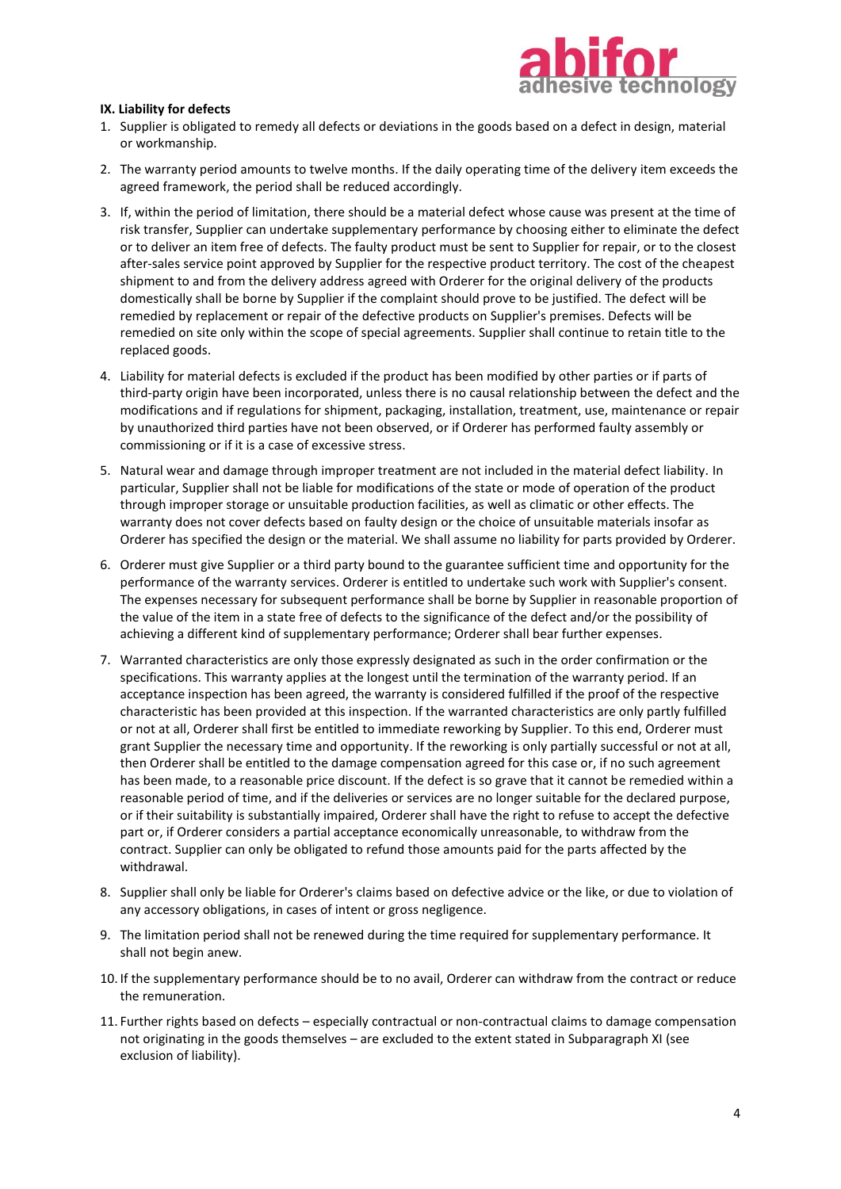## IX. Liability for defects

1. Supplier is obligated to remedy all defects or deviations in the goods based on a defect in design, material or workmanship.
2. The warranty period amounts to twelve months. If the daily operating time of the delivery item exceeds the agreed framework, the period shall be reduced accordingly.
3. If, within the period of limitation, there should be a material defect whose cause was present at the time of risk transfer, Supplier can undertake supplementary performance by choosing either to eliminate the defect or to deliver an item free of defects. The faulty product must be sent to Supplier for repair, or to the closest after-sales service point approved by Supplier for the respective product territory. The cost of the cheapest shipment to and from the delivery address agreed with Orderer for the original delivery of the products domestically shall be borne by Supplier if the complaint should prove to be justified. The defect will be remedied by replacement or repair of the defective products on Supplier's premises. Defects will be remedied on site only within the scope of special agreements. Supplier shall continue to retain title to the replaced goods.
4. Liability for material defects is excluded if the product has been modified by other parties or if parts of third-party origin have been incorporated, unless there is no causal relationship between the defect and the modifications and if regulations for shipment, packaging, installation, treatment, use, maintenance or repair by unauthorized third parties have not been observed, or if Orderer has performed faulty assembly or commissioning or if it is a case of excessive stress.
5. Natural wear and damage through improper treatment are not included in the material defect liability. In particular, Supplier shall not be liable for modifications of the state or mode of operation of the product through improper storage or unsuitable production facilities, as well as climatic or other effects. The warranty does not cover defects based on faulty design or the choice of unsuitable materials insofar as Orderer has specified the design or the material. We shall assume no liability for parts provided by Orderer.
6. Orderer must give Supplier or a third party bound to the guarantee sufficient time and opportunity for the performance of the warranty services. Orderer is entitled to undertake such work with Supplier's consent. The expenses necessary for subsequent performance shall be borne by Supplier in reasonable proportion of the value of the item in a state free of defects to the significance of the defect and/or the possibility of achieving a different kind of supplementary performance; Orderer shall bear further expenses.
7. Warranted characteristics are only those expressly designated as such in the order confirmation or the specifications. This warranty applies at the longest until the termination of the warranty period. If an acceptance inspection has been agreed, the warranty is considered fulfilled if the proof of the respective characteristic has been provided at this inspection. If the warranted characteristics are only partly fulfilled or not at all, Orderer shall first be entitled to immediate reworking by Supplier. To this end, Orderer must grant Supplier the necessary time and opportunity. If the reworking is only partially successful or not at all, then Orderer shall be entitled to the damage compensation agreed for this case or, if no such agreement has been made, to a reasonable price discount. If the defect is so grave that it cannot be remedied within a reasonable period of time, and if the deliveries or services are no longer suitable for the declared purpose, or if their suitability is substantially impaired, Orderer shall have the right to refuse to accept the defective part or, if Orderer considers a partial acceptance economically unreasonable, to withdraw from the contract. Supplier can only be obligated to refund those amounts paid for the parts affected by the withdrawal.
8. Supplier shall only be liable for Orderer's claims based on defective advice or the like, or due to violation of any accessory obligations, in cases of intent or gross negligence.
9. The limitation period shall not be renewed during the time required for supplementary performance. It shall not begin anew.
10. If the supplementary performance should be to no avail, Orderer can withdraw from the contract or reduce the remuneration.
11. Further rights based on defects – especially contractual or non-contractual claims to damage compensation not originating in the goods themselves – are excluded to the extent stated in Subparagraph XI (see exclusion of liability).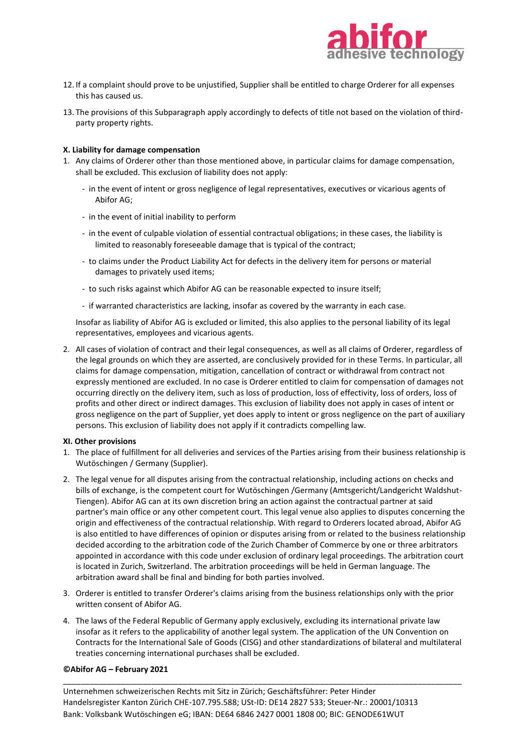12. If a complaint should prove to be unjustified, Supplier shall be entitled to charge Orderer for all expenses this has caused us.

13. The provisions of this Subparagraph apply accordingly to defects of title not based on the violation of third-party property rights.

**X. Liability for damage compensation**

1. Any claims of Orderer other than those mentioned above, in particular claims for damage compensation, shall be excluded. This exclusion of liability does not apply:

   - in the event of intent or gross negligence of legal representatives, executives or vicarious agents of Abifor AG;
   - in the event of initial inability to perform
   - in the event of culpable violation of essential contractual obligations; in these cases, the liability is limited to reasonably foreseeable damage that is typical of the contract;
   - to claims under the Product Liability Act for defects in the delivery item for persons or material damages to privately used items;
   - to such risks against which Abifor AG can be reasonable expected to insure itself;
   - if warranted characteristics are lacking, insofar as covered by the warranty in each case.

   Insofar as liability of Abifor AG is excluded or limited, this also applies to the personal liability of its legal representatives, employees and vicarious agents.

2. All cases of violation of contract and their legal consequences, as well as all claims of Orderer, regardless of the legal grounds on which they are asserted, are conclusively provided for in these Terms. In particular, all claims for damage compensation, mitigation, cancellation of contract or withdrawal from contract not expressly mentioned are excluded. In no case is Orderer entitled to claim for compensation of damages not occurring directly on the delivery item, such as loss of production, loss of effectivity, loss of orders, loss of profits and other direct or indirect damages. This exclusion of liability does not apply in cases of intent or gross negligence on the part of Supplier, yet does apply to intent or gross negligence on the part of auxiliary persons. This exclusion of liability does not apply if it contradicts compelling law.

**XI. Other provisions**

1. The place of fulfillment for all deliveries and services of the Parties arising from their business relationship is Wutöschingen / Germany (Supplier).

2. The legal venue for all disputes arising from the contractual relationship, including actions on checks and bills of exchange, is the competent court for Wutöschingen /Germany (Amtsgericht/Landgericht Waldshut-Tiengen). Abifor AG can at its own discretion bring an action against the contractual partner at said partner's main office or any other competent court. This legal venue also applies to disputes concerning the origin and effectiveness of the contractual relationship. With regard to Orderers located abroad, Abifor AG is also entitled to have differences of opinion or disputes arising from or related to the business relationship decided according to the arbitration code of the Zurich Chamber of Commerce by one or three arbitrators appointed in accordance with this code under exclusion of ordinary legal proceedings. The arbitration court is located in Zurich, Switzerland. The arbitration proceedings will be held in German language. The arbitration award shall be final and binding for both parties involved.

3. Orderer is entitled to transfer Orderer's claims arising from the business relationships only with the prior written consent of Abifor AG.

4. The laws of the Federal Republic of Germany apply exclusively, excluding its international private law insofar as it refers to the applicability of another legal system. The application of the UN Convention on Contracts for the International Sale of Goods (CISG) and other standardizations of bilateral and multilateral treaties concerning international purchases shall be excluded.

**©Abifor AG – February 2021**